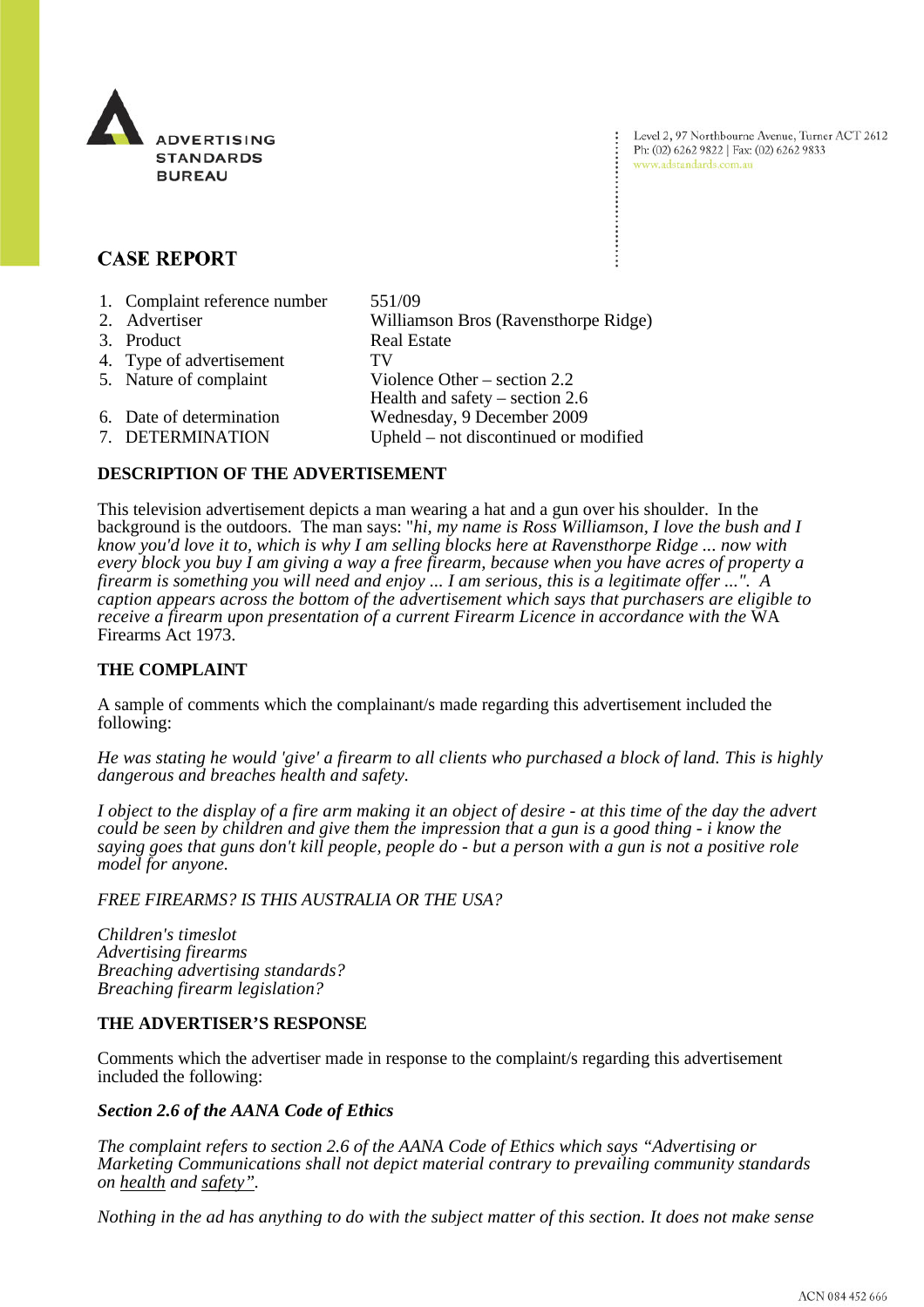ADVERTISING STANDARDS BUREAU

Level 2, 97 Northbourne Avenue, Turner ACT 2612
Ph: (02) 6262 9822 | Fax: (02) 6262 9833
www.adstandards.com.au

# CASE REPORT

| | |
|---|---|
| 1. Complaint reference number | 551/09 |
| 2. Advertiser | Williamson Bros (Ravensthorpe Ridge) |
| 3. Product | Real Estate |
| 4. Type of advertisement | TV |
| 5. Nature of complaint | Violence Other – section 2.2<br>Health and safety – section 2.6 |
| 6. Date of determination | Wednesday, 9 December 2009 |
| 7. DETERMINATION | Upheld – not discontinued or modified |

## DESCRIPTION OF THE ADVERTISEMENT

This television advertisement depicts a man wearing a hat and a gun over his shoulder. In the background is the outdoors. The man says: "*hi, my name is Ross Williamson, I love the bush and I know you'd love it to, which is why I am selling blocks here at Ravensthorpe Ridge ... now with every block you buy I am giving a way a free firearm, because when you have acres of property a firearm is something you will need and enjoy ... I am serious, this is a legitimate offer ...". A caption appears across the bottom of the advertisement which says that purchasers are eligible to receive a firearm upon presentation of a current Firearm Licence in accordance with the* WA Firearms Act 1973.

## THE COMPLAINT

A sample of comments which the complainant/s made regarding this advertisement included the following:

*He was stating he would 'give' a firearm to all clients who purchased a block of land. This is highly dangerous and breaches health and safety.*

*I object to the display of a fire arm making it an object of desire - at this time of the day the advert could be seen by children and give them the impression that a gun is a good thing - i know the saying goes that guns don't kill people, people do - but a person with a gun is not a positive role model for anyone.*

*FREE FIREARMS? IS THIS AUSTRALIA OR THE USA?*

*Children's timeslot*
*Advertising firearms*
*Breaching advertising standards?*
*Breaching firearm legislation?*

## THE ADVERTISER'S RESPONSE

Comments which the advertiser made in response to the complaint/s regarding this advertisement included the following:

***Section 2.6 of the AANA Code of Ethics***

*The complaint refers to section 2.6 of the AANA Code of Ethics which says "Advertising or Marketing Communications shall not depict material contrary to prevailing community standards on health and safety".*

*Nothing in the ad has anything to do with the subject matter of this section. It does not make sense*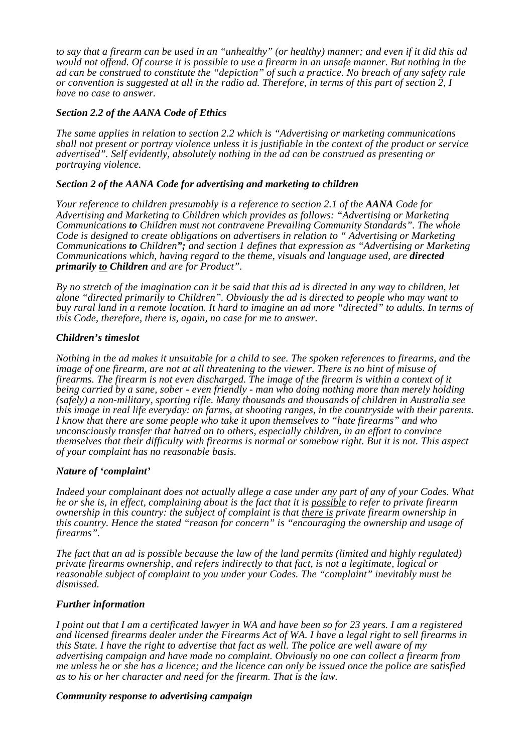*to say that a firearm can be used in an "unhealthy" (or healthy) manner; and even if it did this ad would not offend. Of course it is possible to use a firearm in an unsafe manner. But nothing in the ad can be construed to constitute the "depiction" of such a practice. No breach of any safety rule or convention is suggested at all in the radio ad. Therefore, in terms of this part of section 2, I have no case to answer.*

***Section 2.2 of the AANA Code of Ethics***

*The same applies in relation to section 2.2 which is "Advertising or marketing communications shall not present or portray violence unless it is justifiable in the context of the product or service advertised". Self evidently, absolutely nothing in the ad can be construed as presenting or portraying violence.*

***Section 2 of the AANA Code for advertising and marketing to children***

*Your reference to children presumably is a reference to section 2.1 of the **AANA** Code for Advertising and Marketing to Children which provides as follows: "Advertising or Marketing Communications **to** Children must not contravene Prevailing Community Standards". The whole Code is designed to create obligations on advertisers in relation to " Advertising or Marketing Communications **to** Children**";** and section 1 defines that expression as "Advertising or Marketing Communications which, having regard to the theme, visuals and language used, are **directed primarily <u>to</u> Children** and are for Product".*

*By no stretch of the imagination can it be said that this ad is directed in any way to children, let alone "directed primarily to Children". Obviously the ad is directed to people who may want to buy rural land in a remote location. It hard to imagine an ad more "directed" to adults. In terms of this Code, therefore, there is, again, no case for me to answer.*

***Children's timeslot***

*Nothing in the ad makes it unsuitable for a child to see. The spoken references to firearms, and the image of one firearm, are not at all threatening to the viewer. There is no hint of misuse of firearms. The firearm is not even discharged. The image of the firearm is within a context of it being carried by a sane, sober - even friendly - man who doing nothing more than merely holding (safely) a non-military, sporting rifle. Many thousands and thousands of children in Australia see this image in real life everyday: on farms, at shooting ranges, in the countryside with their parents. I know that there are some people who take it upon themselves to "hate firearms" and who unconsciously transfer that hatred on to others, especially children, in an effort to convince themselves that their difficulty with firearms is normal or somehow right. But it is not. This aspect of your complaint has no reasonable basis.*

***Nature of 'complaint'***

*Indeed your complainant does not actually allege a case under any part of any of your Codes. What he or she is, in effect, complaining about is the fact that it is <u>possible</u> to refer to private firearm ownership in this country: the subject of complaint is that <u>there is</u> private firearm ownership in this country. Hence the stated "reason for concern" is "encouraging the ownership and usage of firearms".*

*The fact that an ad is possible because the law of the land permits (limited and highly regulated) private firearms ownership, and refers indirectly to that fact, is not a legitimate, logical or reasonable subject of complaint to you under your Codes. The "complaint" inevitably must be dismissed.*

***Further information***

*I point out that I am a certificated lawyer in WA and have been so for 23 years. I am a registered and licensed firearms dealer under the Firearms Act of WA. I have a legal right to sell firearms in this State. I have the right to advertise that fact as well. The police are well aware of my advertising campaign and have made no complaint. Obviously no one can collect a firearm from me unless he or she has a licence; and the licence can only be issued once the police are satisfied as to his or her character and need for the firearm. That is the law.*

***Community response to advertising campaign***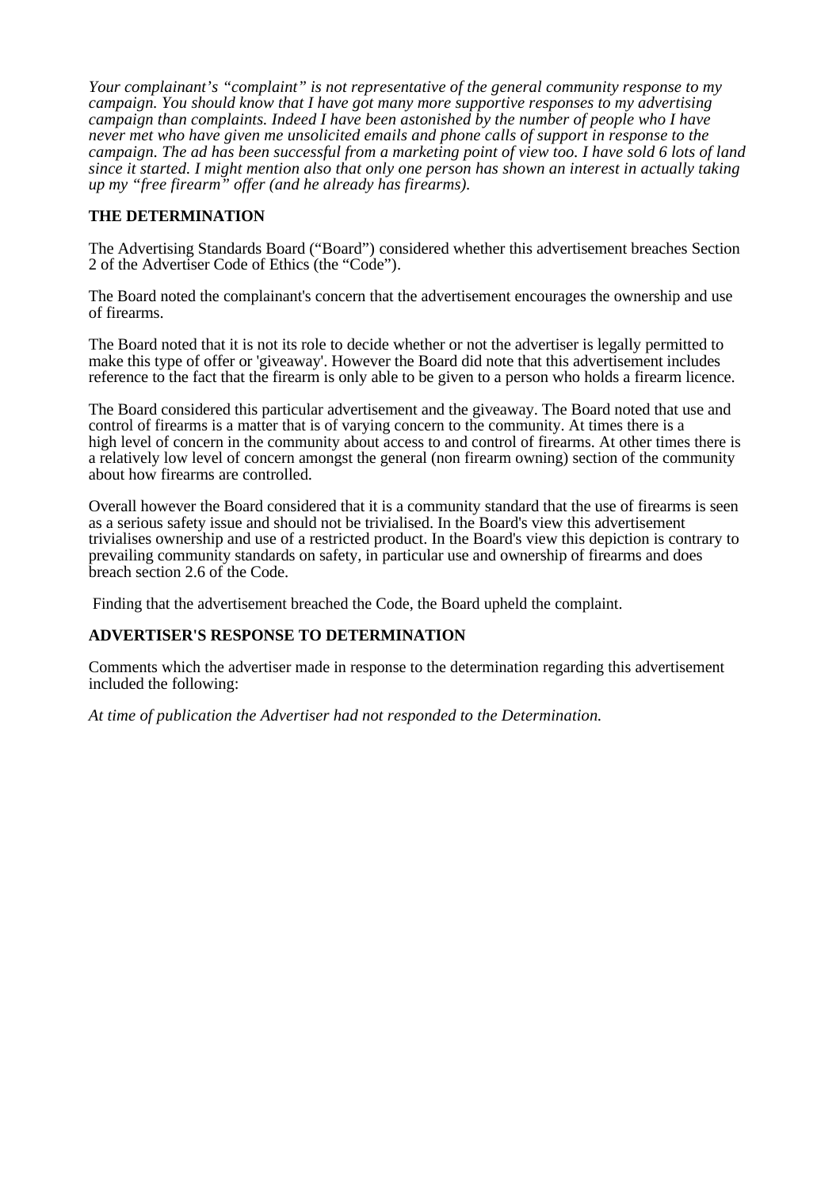*Your complainant's "complaint" is not representative of the general community response to my campaign. You should know that I have got many more supportive responses to my advertising campaign than complaints. Indeed I have been astonished by the number of people who I have never met who have given me unsolicited emails and phone calls of support in response to the campaign. The ad has been successful from a marketing point of view too. I have sold 6 lots of land since it started. I might mention also that only one person has shown an interest in actually taking up my "free firearm" offer (and he already has firearms).*

**THE DETERMINATION**

The Advertising Standards Board ("Board") considered whether this advertisement breaches Section 2 of the Advertiser Code of Ethics (the "Code").

The Board noted the complainant's concern that the advertisement encourages the ownership and use of firearms.

The Board noted that it is not its role to decide whether or not the advertiser is legally permitted to make this type of offer or 'giveaway'. However the Board did note that this advertisement includes reference to the fact that the firearm is only able to be given to a person who holds a firearm licence.

The Board considered this particular advertisement and the giveaway. The Board noted that use and control of firearms is a matter that is of varying concern to the community. At times there is a high level of concern in the community about access to and control of firearms. At other times there is a relatively low level of concern amongst the general (non firearm owning) section of the community about how firearms are controlled.

Overall however the Board considered that it is a community standard that the use of firearms is seen as a serious safety issue and should not be trivialised. In the Board's view this advertisement trivialises ownership and use of a restricted product. In the Board's view this depiction is contrary to prevailing community standards on safety, in particular use and ownership of firearms and does breach section 2.6 of the Code.

Finding that the advertisement breached the Code, the Board upheld the complaint.

**ADVERTISER'S RESPONSE TO DETERMINATION**

Comments which the advertiser made in response to the determination regarding this advertisement included the following:

*At time of publication the Advertiser had not responded to the Determination.*